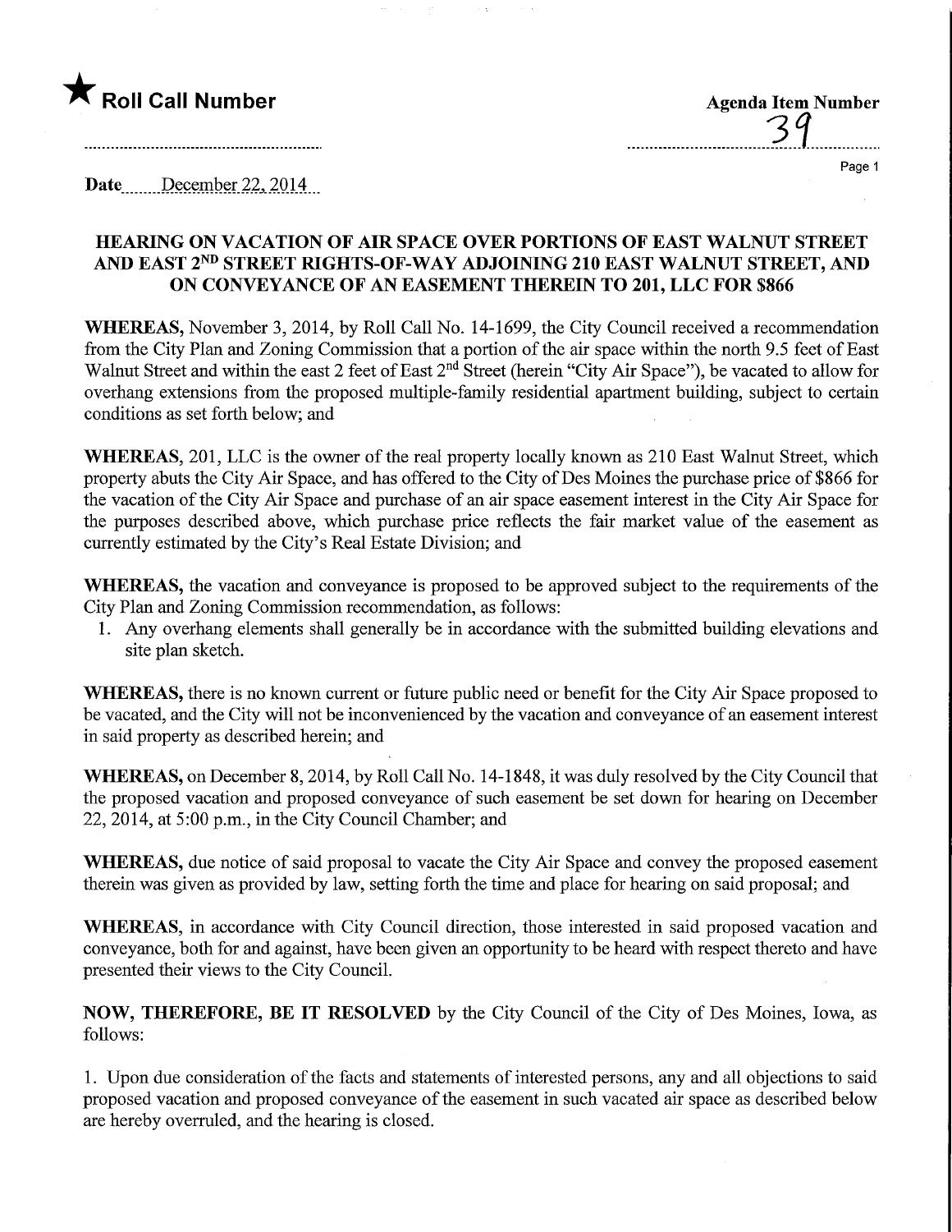★ **Roll Call Number**

**Agenda Item Number**

39

Date December 22, 2014

**HEARING ON VACATION OF AIR SPACE OVER PORTIONS OF EAST WALNUT STREET AND EAST 2ND STREET RIGHTS-OF-WAY ADJOINING 210 EAST WALNUT STREET, AND ON CONVEYANCE OF AN EASEMENT THEREIN TO 201, LLC FOR $866**

**WHEREAS,** November 3, 2014, by Roll Call No. 14-1699, the City Council received a recommendation from the City Plan and Zoning Commission that a portion of the air space within the north 9.5 feet of East Walnut Street and within the east 2 feet of East 2nd Street (herein "City Air Space"), be vacated to allow for overhang extensions from the proposed multiple-family residential apartment building, subject to certain conditions as set forth below; and

**WHEREAS,** 201, LLC is the owner of the real property locally known as 210 East Walnut Street, which property abuts the City Air Space, and has offered to the City of Des Moines the purchase price of $866 for the vacation of the City Air Space and purchase of an air space easement interest in the City Air Space for the purposes described above, which purchase price reflects the fair market value of the easement as currently estimated by the City's Real Estate Division; and

**WHEREAS,** the vacation and conveyance is proposed to be approved subject to the requirements of the City Plan and Zoning Commission recommendation, as follows:

1. Any overhang elements shall generally be in accordance with the submitted building elevations and site plan sketch.

**WHEREAS,** there is no known current or future public need or benefit for the City Air Space proposed to be vacated, and the City will not be inconvenienced by the vacation and conveyance of an easement interest in said property as described herein; and

**WHEREAS,** on December 8, 2014, by Roll Call No. 14-1848, it was duly resolved by the City Council that the proposed vacation and proposed conveyance of such easement be set down for hearing on December 22, 2014, at 5:00 p.m., in the City Council Chamber; and

**WHEREAS,** due notice of said proposal to vacate the City Air Space and convey the proposed easement therein was given as provided by law, setting forth the time and place for hearing on said proposal; and

**WHEREAS,** in accordance with City Council direction, those interested in said proposed vacation and conveyance, both for and against, have been given an opportunity to be heard with respect thereto and have presented their views to the City Council.

**NOW, THEREFORE, BE IT RESOLVED** by the City Council of the City of Des Moines, Iowa, as follows:

1. Upon due consideration of the facts and statements of interested persons, any and all objections to said proposed vacation and proposed conveyance of the easement in such vacated air space as described below are hereby overruled, and the hearing is closed.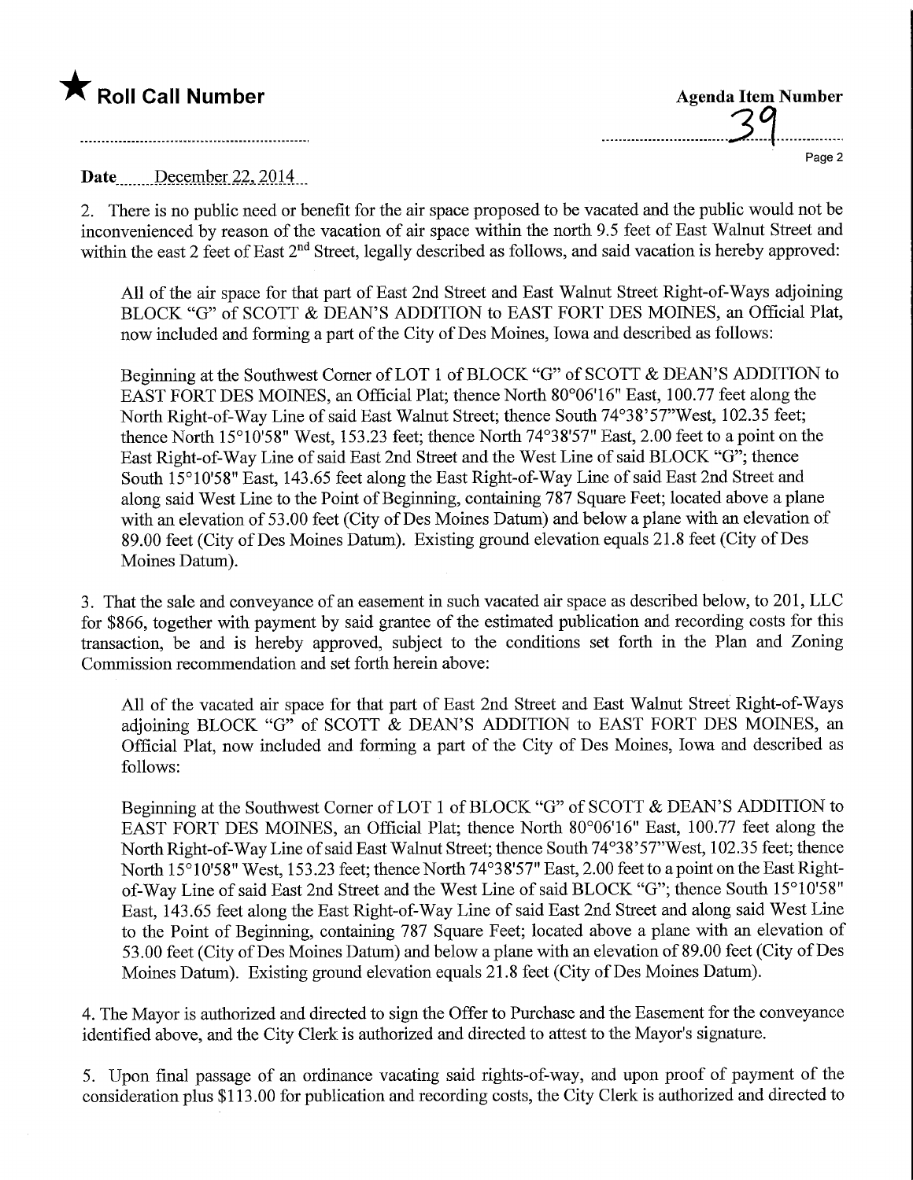★ **Roll Call Number**

**Agenda Item Number**

39

**Date** December 22, 2014

2. There is no public need or benefit for the air space proposed to be vacated and the public would not be inconvenienced by reason of the vacation of air space within the north 9.5 feet of East Walnut Street and within the east 2 feet of East 2nd Street, legally described as follows, and said vacation is hereby approved:

> All of the air space for that part of East 2nd Street and East Walnut Street Right-of-Ways adjoining BLOCK "G" of SCOTT & DEAN'S ADDITION to EAST FORT DES MOINES, an Official Plat, now included and forming a part of the City of Des Moines, Iowa and described as follows:
>
> Beginning at the Southwest Corner of LOT 1 of BLOCK "G" of SCOTT & DEAN'S ADDITION to EAST FORT DES MOINES, an Official Plat; thence North 80°06'16" East, 100.77 feet along the North Right-of-Way Line of said East Walnut Street; thence South 74°38'57"West, 102.35 feet; thence North 15°10'58" West, 153.23 feet; thence North 74°38'57" East, 2.00 feet to a point on the East Right-of-Way Line of said East 2nd Street and the West Line of said BLOCK "G"; thence South 15°10'58" East, 143.65 feet along the East Right-of-Way Line of said East 2nd Street and along said West Line to the Point of Beginning, containing 787 Square Feet; located above a plane with an elevation of 53.00 feet (City of Des Moines Datum) and below a plane with an elevation of 89.00 feet (City of Des Moines Datum). Existing ground elevation equals 21.8 feet (City of Des Moines Datum).

3. That the sale and conveyance of an easement in such vacated air space as described below, to 201, LLC for $866, together with payment by said grantee of the estimated publication and recording costs for this transaction, be and is hereby approved, subject to the conditions set forth in the Plan and Zoning Commission recommendation and set forth herein above:

> All of the vacated air space for that part of East 2nd Street and East Walnut Street Right-of-Ways adjoining BLOCK "G" of SCOTT & DEAN'S ADDITION to EAST FORT DES MOINES, an Official Plat, now included and forming a part of the City of Des Moines, Iowa and described as follows:
>
> Beginning at the Southwest Corner of LOT 1 of BLOCK "G" of SCOTT & DEAN'S ADDITION to EAST FORT DES MOINES, an Official Plat; thence North 80°06'16" East, 100.77 feet along the North Right-of-Way Line of said East Walnut Street; thence South 74°38'57"West, 102.35 feet; thence North 15°10'58" West, 153.23 feet; thence North 74°38'57" East, 2.00 feet to a point on the East Right-of-Way Line of said East 2nd Street and the West Line of said BLOCK "G"; thence South 15°10'58" East, 143.65 feet along the East Right-of-Way Line of said East 2nd Street and along said West Line to the Point of Beginning, containing 787 Square Feet; located above a plane with an elevation of 53.00 feet (City of Des Moines Datum) and below a plane with an elevation of 89.00 feet (City of Des Moines Datum). Existing ground elevation equals 21.8 feet (City of Des Moines Datum).

4. The Mayor is authorized and directed to sign the Offer to Purchase and the Easement for the conveyance identified above, and the City Clerk is authorized and directed to attest to the Mayor's signature.

5. Upon final passage of an ordinance vacating said rights-of-way, and upon proof of payment of the consideration plus $113.00 for publication and recording costs, the City Clerk is authorized and directed to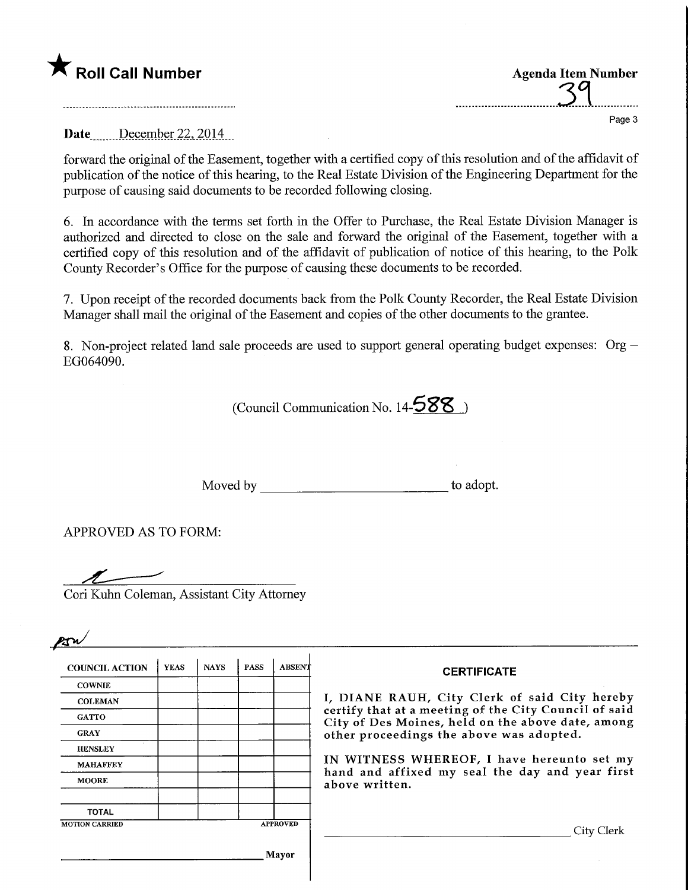★ **Roll Call Number**

**Agenda Item Number**

39

**Date** December 22, 2014

forward the original of the Easement, together with a certified copy of this resolution and of the affidavit of publication of the notice of this hearing, to the Real Estate Division of the Engineering Department for the purpose of causing said documents to be recorded following closing.

6. In accordance with the terms set forth in the Offer to Purchase, the Real Estate Division Manager is authorized and directed to close on the sale and forward the original of the Easement, together with a certified copy of this resolution and of the affidavit of publication of notice of this hearing, to the Polk County Recorder's Office for the purpose of causing these documents to be recorded.

7. Upon receipt of the recorded documents back from the Polk County Recorder, the Real Estate Division Manager shall mail the original of the Easement and copies of the other documents to the grantee.

8. Non-project related land sale proceeds are used to support general operating budget expenses: Org – EG064090.

(Council Communication No. 14-588)

Moved by ______________________ to adopt.

APPROVED AS TO FORM:

Cori Kuhn Coleman, Assistant City Attorney

| COUNCIL ACTION | YEAS | NAYS | PASS | ABSENT |
|---|---|---|---|---|
| COWNIE | | | | |
| COLEMAN | | | | |
| GATTO | | | | |
| GRAY | | | | |
| HENSLEY | | | | |
| MAHAFFEY | | | | |
| MOORE | | | | |
| | | | | |
| TOTAL | | | | |

MOTION CARRIED APPROVED

______________________ Mayor

**CERTIFICATE**

I, DIANE RAUH, City Clerk of said City hereby certify that at a meeting of the City Council of said City of Des Moines, held on the above date, among other proceedings the above was adopted.

IN WITNESS WHEREOF, I have hereunto set my hand and affixed my seal the day and year first above written.

______________________ City Clerk